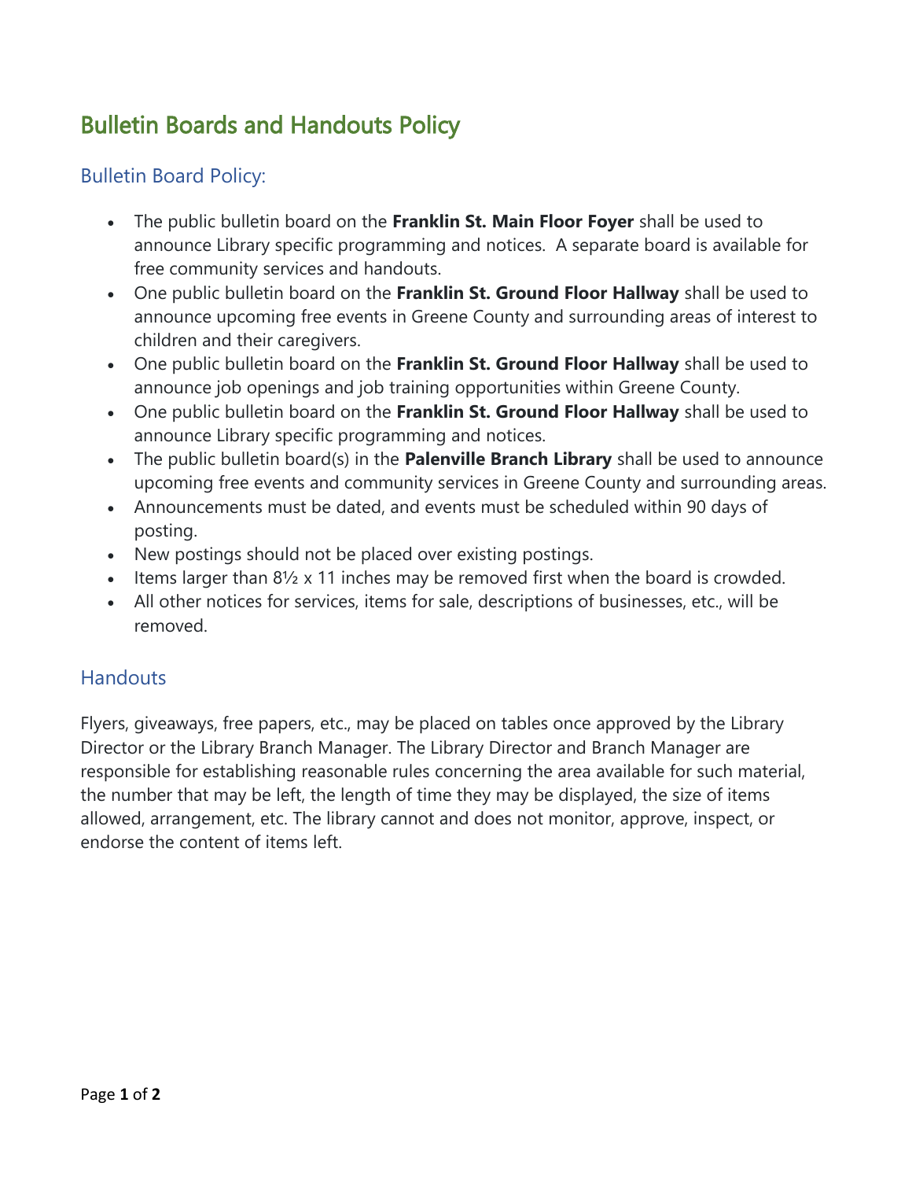# Bulletin Boards and Handouts Policy

## Bulletin Board Policy:

- The public bulletin board on the **Franklin St. Main Floor Foyer** shall be used to announce Library specific programming and notices. A separate board is available for free community services and handouts.
- One public bulletin board on the **Franklin St. Ground Floor Hallway** shall be used to announce upcoming free events in Greene County and surrounding areas of interest to children and their caregivers.
- One public bulletin board on the **Franklin St. Ground Floor Hallway** shall be used to announce job openings and job training opportunities within Greene County.
- One public bulletin board on the **Franklin St. Ground Floor Hallway** shall be used to announce Library specific programming and notices.
- The public bulletin board(s) in the **Palenville Branch Library** shall be used to announce upcoming free events and community services in Greene County and surrounding areas.
- Announcements must be dated, and events must be scheduled within 90 days of posting.
- New postings should not be placed over existing postings.
- Items larger than 8½ x 11 inches may be removed first when the board is crowded.
- All other notices for services, items for sale, descriptions of businesses, etc., will be removed.

## Handouts

Flyers, giveaways, free papers, etc., may be placed on tables once approved by the Library Director or the Library Branch Manager. The Library Director and Branch Manager are responsible for establishing reasonable rules concerning the area available for such material, the number that may be left, the length of time they may be displayed, the size of items allowed, arrangement, etc. The library cannot and does not monitor, approve, inspect, or endorse the content of items left.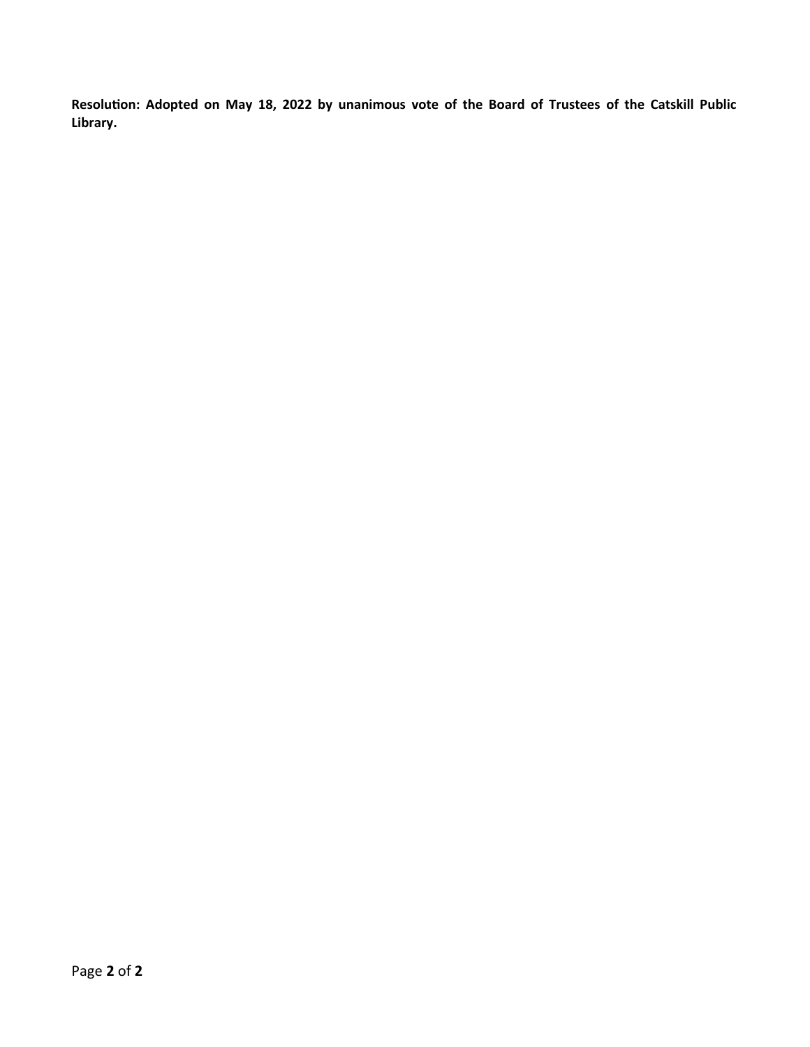**Resolution: Adopted on May 18, 2022 by unanimous vote of the Board of Trustees of the Catskill Public Library.**